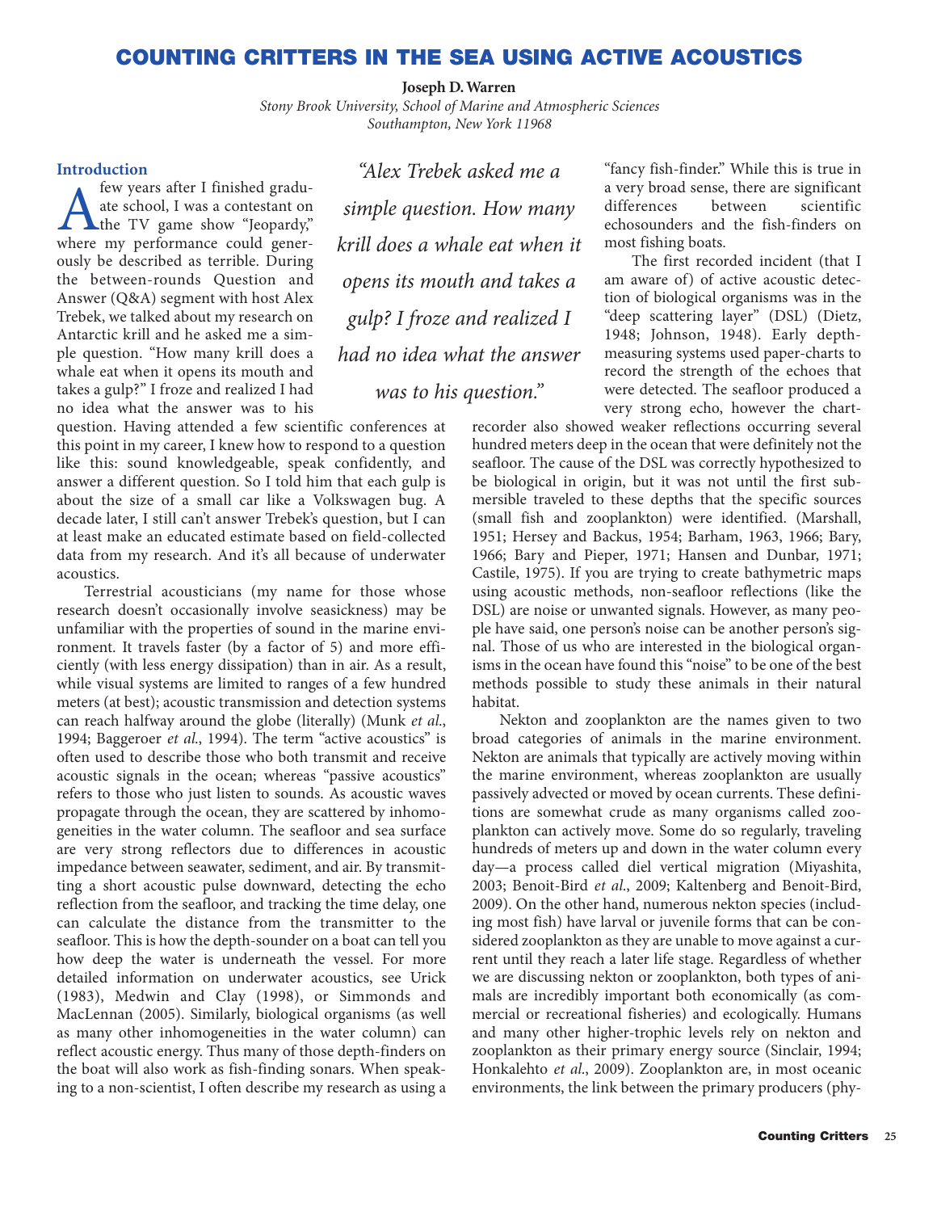# COUNTING CRITTERS IN THE SEA USING ACTIVE ACOUSTICS

**Joseph D. Warren**

*Stony Brook University, School of Marine and Atmospheric Sciences*
*Southampton, New York 11968*

## Introduction

A few years after I finished graduate school, I was a contestant on the TV game show "Jeopardy," where my performance could generously be described as terrible. During the between-rounds Question and Answer (Q&A) segment with host Alex Trebek, we talked about my research on Antarctic krill and he asked me a simple question. "How many krill does a whale eat when it opens its mouth and takes a gulp?" I froze and realized I had no idea what the answer was to his question. Having attended a few scientific conferences at this point in my career, I knew how to respond to a question like this: sound knowledgeable, speak confidently, and answer a different question. So I told him that each gulp is about the size of a small car like a Volkswagen bug. A decade later, I still can't answer Trebek's question, but I can at least make an educated estimate based on field-collected data from my research. And it's all because of underwater acoustics.

> *"Alex Trebek asked me a simple question. How many krill does a whale eat when it opens its mouth and takes a gulp? I froze and realized I had no idea what the answer was to his question."*

Terrestrial acousticians (my name for those whose research doesn't occasionally involve seasickness) may be unfamiliar with the properties of sound in the marine environment. It travels faster (by a factor of 5) and more efficiently (with less energy dissipation) than in air. As a result, while visual systems are limited to ranges of a few hundred meters (at best); acoustic transmission and detection systems can reach halfway around the globe (literally) (Munk *et al*., 1994; Baggeroer *et al*., 1994). The term "active acoustics" is often used to describe those who both transmit and receive acoustic signals in the ocean; whereas "passive acoustics" refers to those who just listen to sounds. As acoustic waves propagate through the ocean, they are scattered by inhomogeneities in the water column. The seafloor and sea surface are very strong reflectors due to differences in acoustic impedance between seawater, sediment, and air. By transmitting a short acoustic pulse downward, detecting the echo reflection from the seafloor, and tracking the time delay, one can calculate the distance from the transmitter to the seafloor. This is how the depth-sounder on a boat can tell you how deep the water is underneath the vessel. For more detailed information on underwater acoustics, see Urick (1983), Medwin and Clay (1998), or Simmonds and MacLennan (2005). Similarly, biological organisms (as well as many other inhomogeneities in the water column) can reflect acoustic energy. Thus many of those depth-finders on the boat will also work as fish-finding sonars. When speaking to a non-scientist, I often describe my research as using a "fancy fish-finder." While this is true in a very broad sense, there are significant differences between scientific echosounders and the fish-finders on most fishing boats.

The first recorded incident (that I am aware of) of active acoustic detection of biological organisms was in the "deep scattering layer" (DSL) (Dietz, 1948; Johnson, 1948). Early depth-measuring systems used paper-charts to record the strength of the echoes that were detected. The seafloor produced a very strong echo, however the chart-recorder also showed weaker reflections occurring several hundred meters deep in the ocean that were definitely not the seafloor. The cause of the DSL was correctly hypothesized to be biological in origin, but it was not until the first submersible traveled to these depths that the specific sources (small fish and zooplankton) were identified. (Marshall, 1951; Hersey and Backus, 1954; Barham, 1963, 1966; Bary, 1966; Bary and Pieper, 1971; Hansen and Dunbar, 1971; Castile, 1975). If you are trying to create bathymetric maps using acoustic methods, non-seafloor reflections (like the DSL) are noise or unwanted signals. However, as many people have said, one person's noise can be another person's signal. Those of us who are interested in the biological organisms in the ocean have found this "noise" to be one of the best methods possible to study these animals in their natural habitat.

Nekton and zooplankton are the names given to two broad categories of animals in the marine environment. Nekton are animals that typically are actively moving within the marine environment, whereas zooplankton are usually passively advected or moved by ocean currents. These definitions are somewhat crude as many organisms called zooplankton can actively move. Some do so regularly, traveling hundreds of meters up and down in the water column every day—a process called diel vertical migration (Miyashita, 2003; Benoit-Bird *et al*., 2009; Kaltenberg and Benoit-Bird, 2009). On the other hand, numerous nekton species (including most fish) have larval or juvenile forms that can be considered zooplankton as they are unable to move against a current until they reach a later life stage. Regardless of whether we are discussing nekton or zooplankton, both types of animals are incredibly important both economically (as commercial or recreational fisheries) and ecologically. Humans and many other higher-trophic levels rely on nekton and zooplankton as their primary energy source (Sinclair, 1994; Honkalehto *et al*., 2009). Zooplankton are, in most oceanic environments, the link between the primary producers (phy-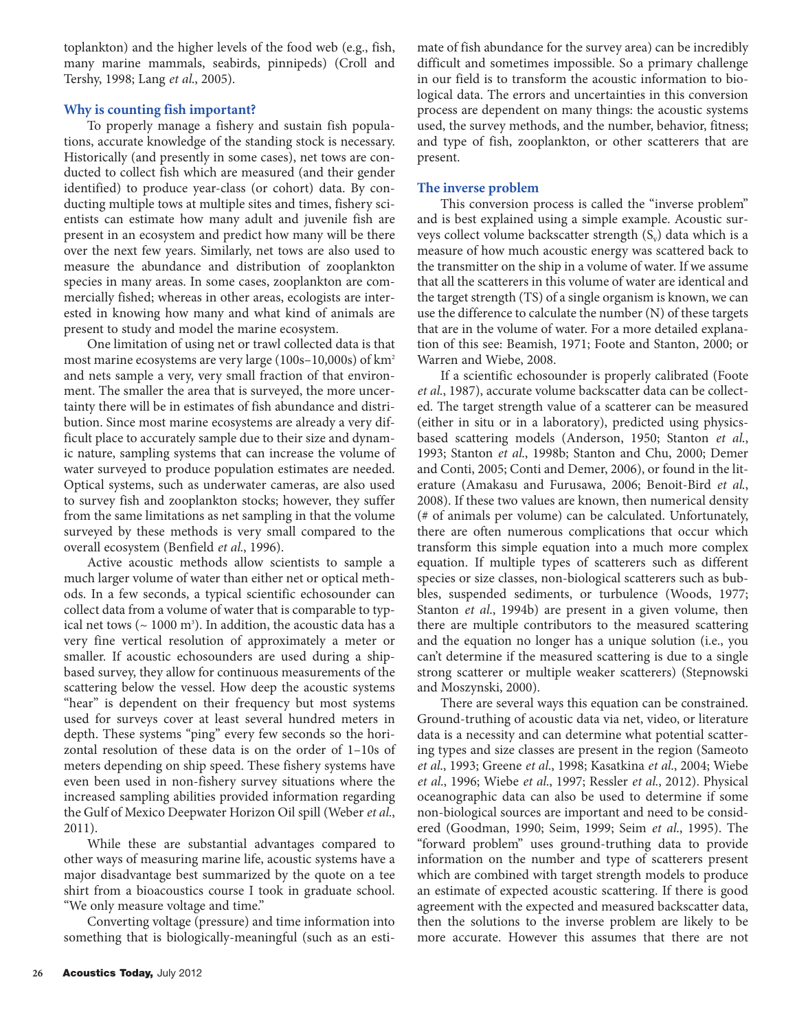toplankton) and the higher levels of the food web (e.g., fish, many marine mammals, seabirds, pinnipeds) (Croll and Tershy, 1998; Lang *et al*., 2005).

## Why is counting fish important?

To properly manage a fishery and sustain fish populations, accurate knowledge of the standing stock is necessary. Historically (and presently in some cases), net tows are conducted to collect fish which are measured (and their gender identified) to produce year-class (or cohort) data. By conducting multiple tows at multiple sites and times, fishery scientists can estimate how many adult and juvenile fish are present in an ecosystem and predict how many will be there over the next few years. Similarly, net tows are also used to measure the abundance and distribution of zooplankton species in many areas. In some cases, zooplankton are commercially fished; whereas in other areas, ecologists are interested in knowing how many and what kind of animals are present to study and model the marine ecosystem.

One limitation of using net or trawl collected data is that most marine ecosystems are very large (100s–10,000s) of $km^2$ and nets sample a very, very small fraction of that environment. The smaller the area that is surveyed, the more uncertainty there will be in estimates of fish abundance and distribution. Since most marine ecosystems are already a very difficult place to accurately sample due to their size and dynamic nature, sampling systems that can increase the volume of water surveyed to produce population estimates are needed. Optical systems, such as underwater cameras, are also used to survey fish and zooplankton stocks; however, they suffer from the same limitations as net sampling in that the volume surveyed by these methods is very small compared to the overall ecosystem (Benfield *et al*., 1996).

Active acoustic methods allow scientists to sample a much larger volume of water than either net or optical methods. In a few seconds, a typical scientific echosounder can collect data from a volume of water that is comparable to typical net tows (~ 1000 $m^3$). In addition, the acoustic data has a very fine vertical resolution of approximately a meter or smaller. If acoustic echosounders are used during a ship-based survey, they allow for continuous measurements of the scattering below the vessel. How deep the acoustic systems "hear" is dependent on their frequency but most systems used for surveys cover at least several hundred meters in depth. These systems "ping" every few seconds so the horizontal resolution of these data is on the order of 1–10s of meters depending on ship speed. These fishery systems have even been used in non-fishery survey situations where the increased sampling abilities provided information regarding the Gulf of Mexico Deepwater Horizon Oil spill (Weber *et al*., 2011).

While these are substantial advantages compared to other ways of measuring marine life, acoustic systems have a major disadvantage best summarized by the quote on a tee shirt from a bioacoustics course I took in graduate school. "We only measure voltage and time."

Converting voltage (pressure) and time information into something that is biologically-meaningful (such as an estimate of fish abundance for the survey area) can be incredibly difficult and sometimes impossible. So a primary challenge in our field is to transform the acoustic information to biological data. The errors and uncertainties in this conversion process are dependent on many things: the acoustic systems used, the survey methods, and the number, behavior, fitness; and type of fish, zooplankton, or other scatterers that are present.

## The inverse problem

This conversion process is called the "inverse problem" and is best explained using a simple example. Acoustic surveys collect volume backscatter strength ($S_v$) data which is a measure of how much acoustic energy was scattered back to the transmitter on the ship in a volume of water. If we assume that all the scatterers in this volume of water are identical and the target strength (TS) of a single organism is known, we can use the difference to calculate the number (N) of these targets that are in the volume of water. For a more detailed explanation of this see: Beamish, 1971; Foote and Stanton, 2000; or Warren and Wiebe, 2008.

If a scientific echosounder is properly calibrated (Foote *et al*., 1987), accurate volume backscatter data can be collected. The target strength value of a scatterer can be measured (either in situ or in a laboratory), predicted using physics-based scattering models (Anderson, 1950; Stanton *et al*., 1993; Stanton *et al*., 1998b; Stanton and Chu, 2000; Demer and Conti, 2005; Conti and Demer, 2006), or found in the literature (Amakasu and Furusawa, 2006; Benoit-Bird *et al*., 2008). If these two values are known, then numerical density (# of animals per volume) can be calculated. Unfortunately, there are often numerous complications that occur which transform this simple equation into a much more complex equation. If multiple types of scatterers such as different species or size classes, non-biological scatterers such as bubbles, suspended sediments, or turbulence (Woods, 1977; Stanton *et al*., 1994b) are present in a given volume, then there are multiple contributors to the measured scattering and the equation no longer has a unique solution (i.e., you can't determine if the measured scattering is due to a single strong scatterer or multiple weaker scatterers) (Stepnowski and Moszynski, 2000).

There are several ways this equation can be constrained. Ground-truthing of acoustic data via net, video, or literature data is a necessity and can determine what potential scattering types and size classes are present in the region (Sameoto *et al*., 1993; Greene *et al*., 1998; Kasatkina *et al*., 2004; Wiebe *et al*., 1996; Wiebe *et al*., 1997; Ressler *et al*., 2012). Physical oceanographic data can also be used to determine if some non-biological sources are important and need to be considered (Goodman, 1990; Seim, 1999; Seim *et al*., 1995). The "forward problem" uses ground-truthing data to provide information on the number and type of scatterers present which are combined with target strength models to produce an estimate of expected acoustic scattering. If there is good agreement with the expected and measured backscatter data, then the solutions to the inverse problem are likely to be more accurate. However this assumes that there are not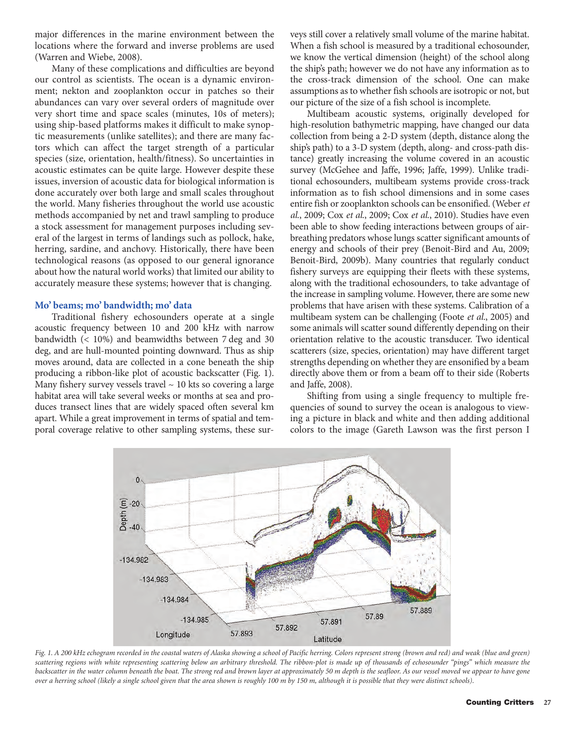major differences in the marine environment between the locations where the forward and inverse problems are used (Warren and Wiebe, 2008).

Many of these complications and difficulties are beyond our control as scientists. The ocean is a dynamic environment; nekton and zooplankton occur in patches so their abundances can vary over several orders of magnitude over very short time and space scales (minutes, 10s of meters); using ship-based platforms makes it difficult to make synoptic measurements (unlike satellites); and there are many factors which can affect the target strength of a particular species (size, orientation, health/fitness). So uncertainties in acoustic estimates can be quite large. However despite these issues, inversion of acoustic data for biological information is done accurately over both large and small scales throughout the world. Many fisheries throughout the world use acoustic methods accompanied by net and trawl sampling to produce a stock assessment for management purposes including several of the largest in terms of landings such as pollock, hake, herring, sardine, and anchovy. Historically, there have been technological reasons (as opposed to our general ignorance about how the natural world works) that limited our ability to accurately measure these systems; however that is changing.

## Mo' beams; mo' bandwidth; mo' data

Traditional fishery echosounders operate at a single acoustic frequency between 10 and 200 kHz with narrow bandwidth (< 10%) and beamwidths between 7 deg and 30 deg, and are hull-mounted pointing downward. Thus as ship moves around, data are collected in a cone beneath the ship producing a ribbon-like plot of acoustic backscatter (Fig. 1). Many fishery survey vessels travel ~ 10 kts so covering a large habitat area will take several weeks or months at sea and produces transect lines that are widely spaced often several km apart. While a great improvement in terms of spatial and temporal coverage relative to other sampling systems, these surveys still cover a relatively small volume of the marine habitat. When a fish school is measured by a traditional echosounder, we know the vertical dimension (height) of the school along the ship's path; however we do not have any information as to the cross-track dimension of the school. One can make assumptions as to whether fish schools are isotropic or not, but our picture of the size of a fish school is incomplete.

Multibeam acoustic systems, originally developed for high-resolution bathymetric mapping, have changed our data collection from being a 2-D system (depth, distance along the ship's path) to a 3-D system (depth, along- and cross-path distance) greatly increasing the volume covered in an acoustic survey (McGehee and Jaffe, 1996; Jaffe, 1999). Unlike traditional echosounders, multibeam systems provide cross-track information as to fish school dimensions and in some cases entire fish or zooplankton schools can be ensonified. (Weber *et al.*, 2009; Cox *et al.*, 2009; Cox *et al.*, 2010). Studies have even been able to show feeding interactions between groups of air-breathing predators whose lungs scatter significant amounts of energy and schools of their prey (Benoit-Bird and Au, 2009; Benoit-Bird, 2009b). Many countries that regularly conduct fishery surveys are equipping their fleets with these systems, along with the traditional echosounders, to take advantage of the increase in sampling volume. However, there are some new problems that have arisen with these systems. Calibration of a multibeam system can be challenging (Foote *et al.*, 2005) and some animals will scatter sound differently depending on their orientation relative to the acoustic transducer. Two identical scatterers (size, species, orientation) may have different target strengths depending on whether they are ensonified by a beam directly above them or from a beam off to their side (Roberts and Jaffe, 2008).

Shifting from using a single frequency to multiple frequencies of sound to survey the ocean is analogous to viewing a picture in black and white and then adding additional colors to the image (Gareth Lawson was the first person I

*Fig. 1. A 200 kHz echogram recorded in the coastal waters of Alaska showing a school of Pacific herring. Colors represent strong (brown and red) and weak (blue and green) scattering regions with white representing scattering below an arbitrary threshold. The ribbon-plot is made up of thousands of echosounder "pings" which measure the backscatter in the water column beneath the boat. The strong red and brown layer at approximately 50 m depth is the seafloor. As our vessel moved we appear to have gone over a herring school (likely a single school given that the area shown is roughly 100 m by 150 m, although it is possible that they were distinct schools).*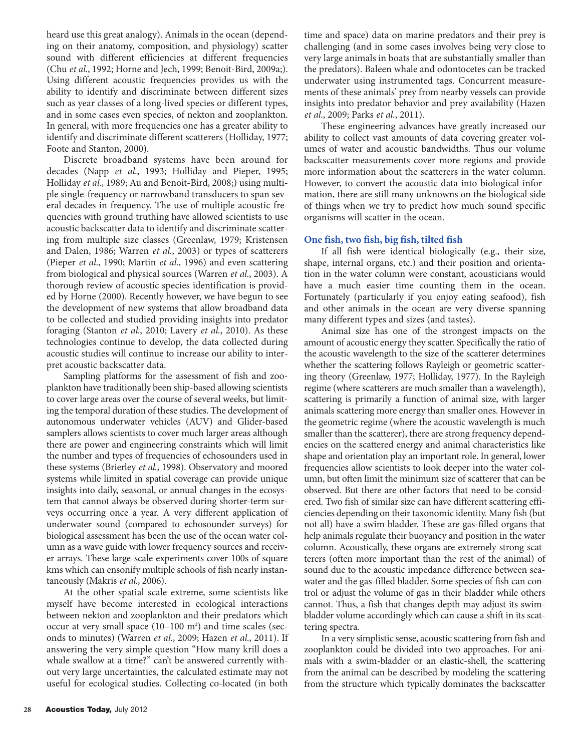heard use this great analogy). Animals in the ocean (depending on their anatomy, composition, and physiology) scatter sound with different efficiencies at different frequencies (Chu *et al.*, 1992; Horne and Jech, 1999; Benoit-Bird, 2009a;). Using different acoustic frequencies provides us with the ability to identify and discriminate between different sizes such as year classes of a long-lived species or different types, and in some cases even species, of nekton and zooplankton. In general, with more frequencies one has a greater ability to identify and discriminate different scatterers (Holliday, 1977; Foote and Stanton, 2000).

Discrete broadband systems have been around for decades (Napp *et al.*, 1993; Holliday and Pieper, 1995; Holliday *et al.*, 1989; Au and Benoit-Bird, 2008;) using multiple single-frequency or narrowband transducers to span several decades in frequency. The use of multiple acoustic frequencies with ground truthing have allowed scientists to use acoustic backscatter data to identify and discriminate scattering from multiple size classes (Greenlaw, 1979; Kristensen and Dalen, 1986; Warren *et al.*, 2003) or types of scatterers (Pieper *et al.*, 1990; Martin *et al.*, 1996) and even scattering from biological and physical sources (Warren *et al.*, 2003). A thorough review of acoustic species identification is provided by Horne (2000). Recently however, we have begun to see the development of new systems that allow broadband data to be collected and studied providing insights into predator foraging (Stanton *et al.*, 2010; Lavery *et al.*, 2010). As these technologies continue to develop, the data collected during acoustic studies will continue to increase our ability to interpret acoustic backscatter data.

Sampling platforms for the assessment of fish and zooplankton have traditionally been ship-based allowing scientists to cover large areas over the course of several weeks, but limiting the temporal duration of these studies. The development of autonomous underwater vehicles (AUV) and Glider-based samplers allows scientists to cover much larger areas although there are power and engineering constraints which will limit the number and types of frequencies of echosounders used in these systems (Brierley *et al.,* 1998). Observatory and moored systems while limited in spatial coverage can provide unique insights into daily, seasonal, or annual changes in the ecosystem that cannot always be observed during shorter-term surveys occurring once a year. A very different application of underwater sound (compared to echosounder surveys) for biological assessment has been the use of the ocean water column as a wave guide with lower frequency sources and receiver arrays. These large-scale experiments cover 100s of square kms which can ensonify multiple schools of fish nearly instantaneously (Makris *et al.*, 2006).

At the other spatial scale extreme, some scientists like myself have become interested in ecological interactions between nekton and zooplankton and their predators which occur at very small space (10–100 m$^2$) and time scales (seconds to minutes) (Warren *et al.*, 2009; Hazen *et al.*, 2011). If answering the very simple question "How many krill does a whale swallow at a time?" can't be answered currently without very large uncertainties, the calculated estimate may not useful for ecological studies. Collecting co-located (in both time and space) data on marine predators and their prey is challenging (and in some cases involves being very close to very large animals in boats that are substantially smaller than the predators). Baleen whale and odontocetes can be tracked underwater using instrumented tags. Concurrent measurements of these animals' prey from nearby vessels can provide insights into predator behavior and prey availability (Hazen *et al.*, 2009; Parks *et al.*, 2011).

These engineering advances have greatly increased our ability to collect vast amounts of data covering greater volumes of water and acoustic bandwidths. Thus our volume backscatter measurements cover more regions and provide more information about the scatterers in the water column. However, to convert the acoustic data into biological information, there are still many unknowns on the biological side of things when we try to predict how much sound specific organisms will scatter in the ocean.

## One fish, two fish, big fish, tilted fish

If all fish were identical biologically (e.g., their size, shape, internal organs, etc.) and their position and orientation in the water column were constant, acousticians would have a much easier time counting them in the ocean. Fortunately (particularly if you enjoy eating seafood), fish and other animals in the ocean are very diverse spanning many different types and sizes (and tastes).

Animal size has one of the strongest impacts on the amount of acoustic energy they scatter. Specifically the ratio of the acoustic wavelength to the size of the scatterer determines whether the scattering follows Rayleigh or geometric scattering theory (Greenlaw, 1977; Holliday, 1977). In the Rayleigh regime (where scatterers are much smaller than a wavelength), scattering is primarily a function of animal size, with larger animals scattering more energy than smaller ones. However in the geometric regime (where the acoustic wavelength is much smaller than the scatterer), there are strong frequency dependencies on the scattered energy and animal characteristics like shape and orientation play an important role. In general, lower frequencies allow scientists to look deeper into the water column, but often limit the minimum size of scatterer that can be observed. But there are other factors that need to be considered. Two fish of similar size can have different scattering efficiencies depending on their taxonomic identity. Many fish (but not all) have a swim bladder. These are gas-filled organs that help animals regulate their buoyancy and position in the water column. Acoustically, these organs are extremely strong scatterers (often more important than the rest of the animal) of sound due to the acoustic impedance difference between seawater and the gas-filled bladder. Some species of fish can control or adjust the volume of gas in their bladder while others cannot. Thus, a fish that changes depth may adjust its swimbladder volume accordingly which can cause a shift in its scattering spectra.

In a very simplistic sense, acoustic scattering from fish and zooplankton could be divided into two approaches. For animals with a swim-bladder or an elastic-shell, the scattering from the animal can be described by modeling the scattering from the structure which typically dominates the backscatter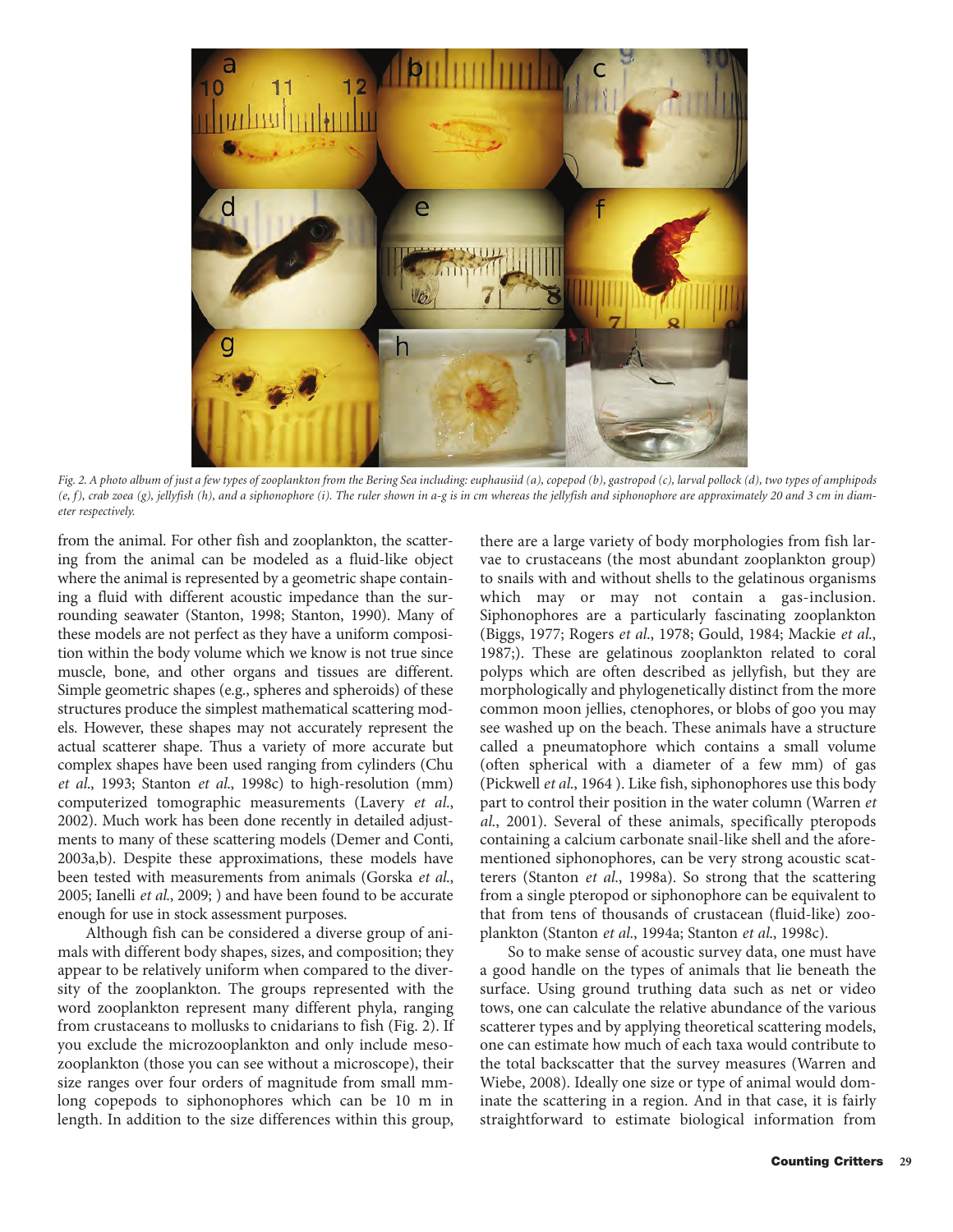*Fig. 2. A photo album of just a few types of zooplankton from the Bering Sea including: euphausiid (a), copepod (b), gastropod (c), larval pollock (d), two types of amphipods (e, f), crab zoea (g), jellyfish (h), and a siphonophore (i). The ruler shown in a-g is in cm whereas the jellyfish and siphonophore are approximately 20 and 3 cm in diameter respectively.*

from the animal. For other fish and zooplankton, the scattering from the animal can be modeled as a fluid-like object where the animal is represented by a geometric shape containing a fluid with different acoustic impedance than the surrounding seawater (Stanton, 1998; Stanton, 1990). Many of these models are not perfect as they have a uniform composition within the body volume which we know is not true since muscle, bone, and other organs and tissues are different. Simple geometric shapes (e.g., spheres and spheroids) of these structures produce the simplest mathematical scattering models. However, these shapes may not accurately represent the actual scatterer shape. Thus a variety of more accurate but complex shapes have been used ranging from cylinders (Chu *et al*., 1993; Stanton *et al*., 1998c) to high-resolution (mm) computerized tomographic measurements (Lavery *et al*., 2002). Much work has been done recently in detailed adjustments to many of these scattering models (Demer and Conti, 2003a,b). Despite these approximations, these models have been tested with measurements from animals (Gorska *et al*., 2005; Ianelli *et al*., 2009; ) and have been found to be accurate enough for use in stock assessment purposes.

Although fish can be considered a diverse group of animals with different body shapes, sizes, and composition; they appear to be relatively uniform when compared to the diversity of the zooplankton. The groups represented with the word zooplankton represent many different phyla, ranging from crustaceans to mollusks to cnidarians to fish (Fig. 2). If you exclude the microzooplankton and only include mesozooplankton (those you can see without a microscope), their size ranges over four orders of magnitude from small mm-long copepods to siphonophores which can be 10 m in length. In addition to the size differences within this group, there are a large variety of body morphologies from fish larvae to crustaceans (the most abundant zooplankton group) to snails with and without shells to the gelatinous organisms which may or may not contain a gas-inclusion. Siphonophores are a particularly fascinating zooplankton (Biggs, 1977; Rogers *et al*., 1978; Gould, 1984; Mackie *et al*., 1987;). These are gelatinous zooplankton related to coral polyps which are often described as jellyfish, but they are morphologically and phylogenetically distinct from the more common moon jellies, ctenophores, or blobs of goo you may see washed up on the beach. These animals have a structure called a pneumatophore which contains a small volume (often spherical with a diameter of a few mm) of gas (Pickwell *et al*., 1964 ). Like fish, siphonophores use this body part to control their position in the water column (Warren *et al*., 2001). Several of these animals, specifically pteropods containing a calcium carbonate snail-like shell and the aforementioned siphonophores, can be very strong acoustic scatterers (Stanton *et al*., 1998a). So strong that the scattering from a single pteropod or siphonophore can be equivalent to that from tens of thousands of crustacean (fluid-like) zooplankton (Stanton *et al*., 1994a; Stanton *et al*., 1998c).

So to make sense of acoustic survey data, one must have a good handle on the types of animals that lie beneath the surface. Using ground truthing data such as net or video tows, one can calculate the relative abundance of the various scatterer types and by applying theoretical scattering models, one can estimate how much of each taxa would contribute to the total backscatter that the survey measures (Warren and Wiebe, 2008). Ideally one size or type of animal would dominate the scattering in a region. And in that case, it is fairly straightforward to estimate biological information from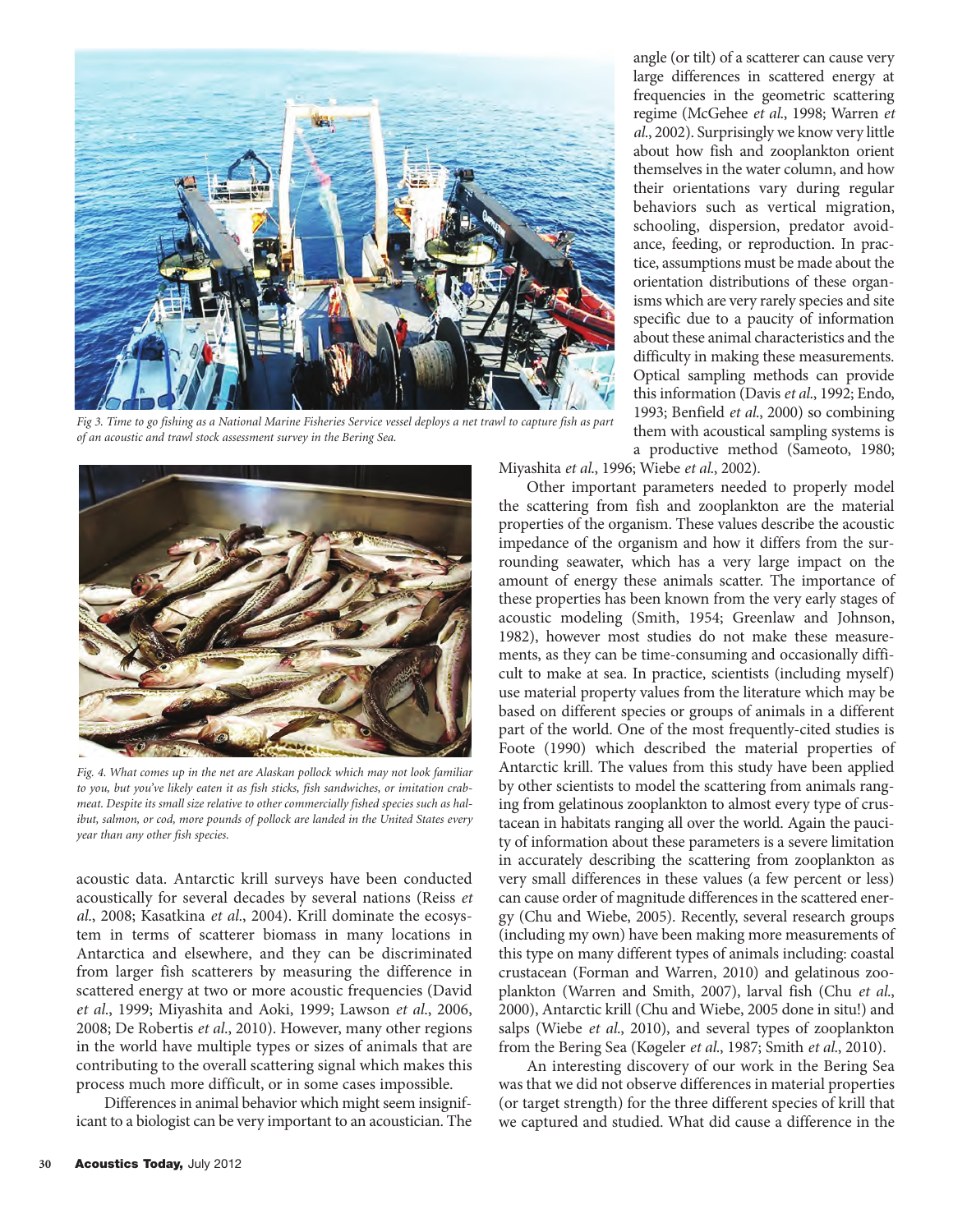Fig 3. Time to go fishing as a National Marine Fisheries Service vessel deploys a net trawl to capture fish as part of an acoustic and trawl stock assessment survey in the Bering Sea.

Fig. 4. What comes up in the net are Alaskan pollock which may not look familiar to you, but you've likely eaten it as fish sticks, fish sandwiches, or imitation crabmeat. Despite its small size relative to other commercially fished species such as halibut, salmon, or cod, more pounds of pollock are landed in the United States every year than any other fish species.

acoustic data. Antarctic krill surveys have been conducted acoustically for several decades by several nations (Reiss *et al.*, 2008; Kasatkina *et al.*, 2004). Krill dominate the ecosystem in terms of scatterer biomass in many locations in Antarctica and elsewhere, and they can be discriminated from larger fish scatterers by measuring the difference in scattered energy at two or more acoustic frequencies (David *et al.*, 1999; Miyashita and Aoki, 1999; Lawson *et al.*, 2006, 2008; De Robertis *et al.*, 2010). However, many other regions in the world have multiple types or sizes of animals that are contributing to the overall scattering signal which makes this process much more difficult, or in some cases impossible.

Differences in animal behavior which might seem insignificant to a biologist can be very important to an acoustician. The angle (or tilt) of a scatterer can cause very large differences in scattered energy at frequencies in the geometric scattering regime (McGehee *et al.*, 1998; Warren *et al.*, 2002). Surprisingly we know very little about how fish and zooplankton orient themselves in the water column, and how their orientations vary during regular behaviors such as vertical migration, schooling, dispersion, predator avoidance, feeding, or reproduction. In practice, assumptions must be made about the orientation distributions of these organisms which are very rarely species and site specific due to a paucity of information about these animal characteristics and the difficulty in making these measurements. Optical sampling methods can provide this information (Davis *et al.*, 1992; Endo, 1993; Benfield *et al.*, 2000) so combining them with acoustical sampling systems is a productive method (Sameoto, 1980; Miyashita *et al.*, 1996; Wiebe *et al.*, 2002).

Other important parameters needed to properly model the scattering from fish and zooplankton are the material properties of the organism. These values describe the acoustic impedance of the organism and how it differs from the surrounding seawater, which has a very large impact on the amount of energy these animals scatter. The importance of these properties has been known from the very early stages of acoustic modeling (Smith, 1954; Greenlaw and Johnson, 1982), however most studies do not make these measurements, as they can be time-consuming and occasionally difficult to make at sea. In practice, scientists (including myself) use material property values from the literature which may be based on different species or groups of animals in a different part of the world. One of the most frequently-cited studies is Foote (1990) which described the material properties of Antarctic krill. The values from this study have been applied by other scientists to model the scattering from animals ranging from gelatinous zooplankton to almost every type of crustacean in habitats ranging all over the world. Again the paucity of information about these parameters is a severe limitation in accurately describing the scattering from zooplankton as very small differences in these values (a few percent or less) can cause order of magnitude differences in the scattered energy (Chu and Wiebe, 2005). Recently, several research groups (including my own) have been making more measurements of this type on many different types of animals including: coastal crustacean (Forman and Warren, 2010) and gelatinous zooplankton (Warren and Smith, 2007), larval fish (Chu *et al.*, 2000), Antarctic krill (Chu and Wiebe, 2005 done in situ!) and salps (Wiebe *et al.*, 2010), and several types of zooplankton from the Bering Sea (Køgeler *et al.*, 1987; Smith *et al.*, 2010).

An interesting discovery of our work in the Bering Sea was that we did not observe differences in material properties (or target strength) for the three different species of krill that we captured and studied. What did cause a difference in the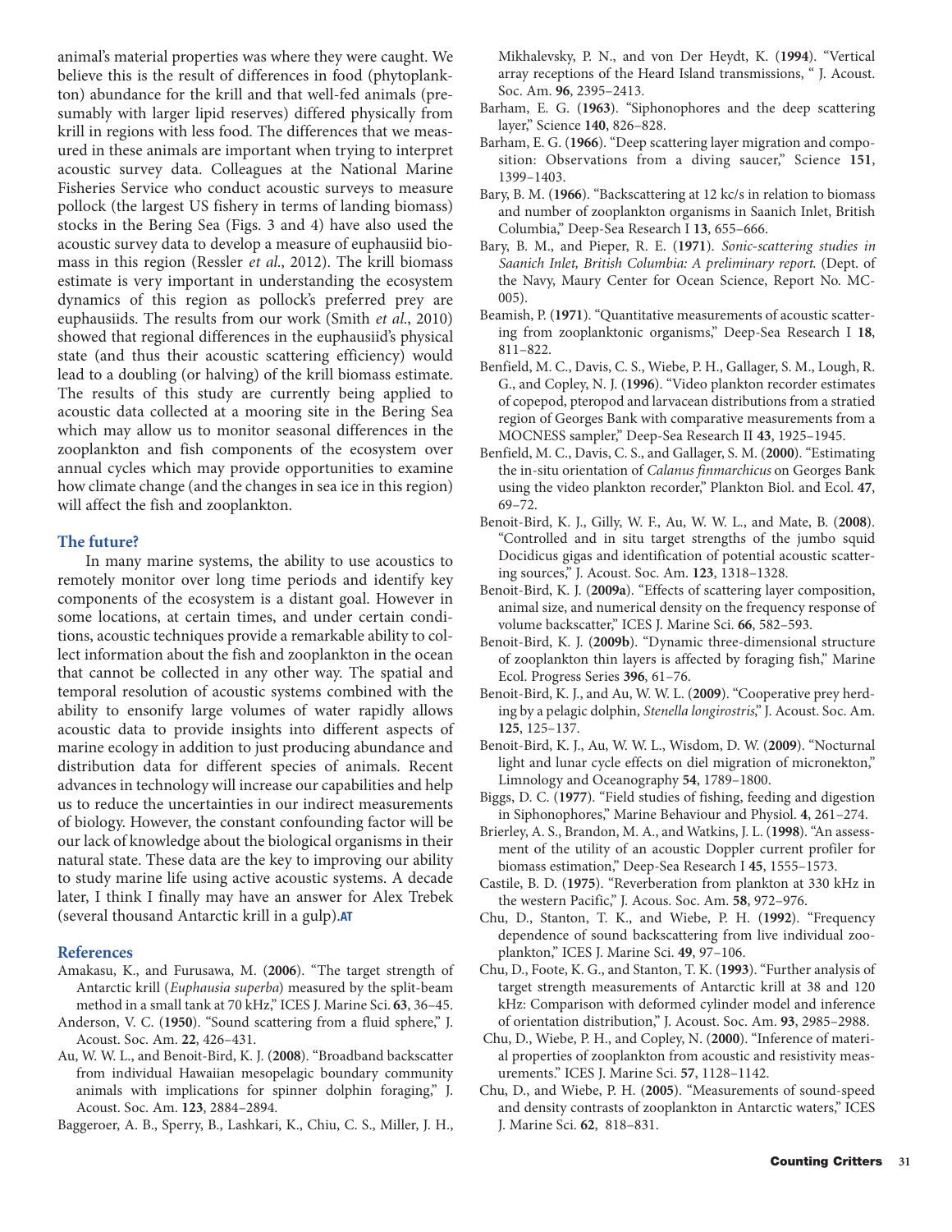animal's material properties was where they were caught. We believe this is the result of differences in food (phytoplankton) abundance for the krill and that well-fed animals (presumably with larger lipid reserves) differed physically from krill in regions with less food. The differences that we measured in these animals are important when trying to interpret acoustic survey data. Colleagues at the National Marine Fisheries Service who conduct acoustic surveys to measure pollock (the largest US fishery in terms of landing biomass) stocks in the Bering Sea (Figs. 3 and 4) have also used the acoustic survey data to develop a measure of euphausiid biomass in this region (Ressler *et al.*, 2012). The krill biomass estimate is very important in understanding the ecosystem dynamics of this region as pollock's preferred prey are euphausiids. The results from our work (Smith *et al.*, 2010) showed that regional differences in the euphausiid's physical state (and thus their acoustic scattering efficiency) would lead to a doubling (or halving) of the krill biomass estimate. The results of this study are currently being applied to acoustic data collected at a mooring site in the Bering Sea which may allow us to monitor seasonal differences in the zooplankton and fish components of the ecosystem over annual cycles which may provide opportunities to examine how climate change (and the changes in sea ice in this region) will affect the fish and zooplankton.

## The future?

In many marine systems, the ability to use acoustics to remotely monitor over long time periods and identify key components of the ecosystem is a distant goal. However in some locations, at certain times, and under certain conditions, acoustic techniques provide a remarkable ability to collect information about the fish and zooplankton in the ocean that cannot be collected in any other way. The spatial and temporal resolution of acoustic systems combined with the ability to ensonify large volumes of water rapidly allows acoustic data to provide insights into different aspects of marine ecology in addition to just producing abundance and distribution data for different species of animals. Recent advances in technology will increase our capabilities and help us to reduce the uncertainties in our indirect measurements of biology. However, the constant confounding factor will be our lack of knowledge about the biological organisms in their natural state. These data are the key to improving our ability to study marine life using active acoustic systems. A decade later, I think I finally may have an answer for Alex Trebek (several thousand Antarctic krill in a gulp).**AT**

## References

Amakasu, K., and Furusawa, M. (**2006**). "The target strength of Antarctic krill (*Euphausia superba*) measured by the split-beam method in a small tank at 70 kHz," ICES J. Marine Sci. **63**, 36–45.

Anderson, V. C. (**1950**). "Sound scattering from a fluid sphere," J. Acoust. Soc. Am. **22**, 426–431.

Au, W. W. L., and Benoit-Bird, K. J. (**2008**). "Broadband backscatter from individual Hawaiian mesopelagic boundary community animals with implications for spinner dolphin foraging," J. Acoust. Soc. Am. **123**, 2884–2894.

Baggeroer, A. B., Sperry, B., Lashkari, K., Chiu, C. S., Miller, J. H., Mikhalevsky, P. N., and von Der Heydt, K. (**1994**). "Vertical array receptions of the Heard Island transmissions, " J. Acoust. Soc. Am. **96**, 2395–2413.

Barham, E. G. (**1963**). "Siphonophores and the deep scattering layer," Science **140**, 826–828.

Barham, E. G. (**1966**). "Deep scattering layer migration and composition: Observations from a diving saucer," Science **151**, 1399–1403.

Bary, B. M. (**1966**). "Backscattering at 12 kc/s in relation to biomass and number of zooplankton organisms in Saanich Inlet, British Columbia," Deep-Sea Research I **13**, 655–666.

Bary, B. M., and Pieper, R. E. (**1971**). *Sonic-scattering studies in Saanich Inlet, British Columbia: A preliminary report*. (Dept. of the Navy, Maury Center for Ocean Science, Report No. MC-005).

Beamish, P. (**1971**). "Quantitative measurements of acoustic scattering from zooplanktonic organisms," Deep-Sea Research I **18**, 811–822.

Benfield, M. C., Davis, C. S., Wiebe, P. H., Gallager, S. M., Lough, R. G., and Copley, N. J. (**1996**). "Video plankton recorder estimates of copepod, pteropod and larvacean distributions from a stratied region of Georges Bank with comparative measurements from a MOCNESS sampler," Deep-Sea Research II **43**, 1925–1945.

Benfield, M. C., Davis, C. S., and Gallager, S. M. (**2000**). "Estimating the in-situ orientation of *Calanus finmarchicus* on Georges Bank using the video plankton recorder," Plankton Biol. and Ecol. **47**, 69–72.

Benoit-Bird, K. J., Gilly, W. F., Au, W. W. L., and Mate, B. (**2008**). "Controlled and in situ target strengths of the jumbo squid Docidicus gigas and identification of potential acoustic scattering sources," J. Acoust. Soc. Am. **123**, 1318–1328.

Benoit-Bird, K. J. (**2009a**). "Effects of scattering layer composition, animal size, and numerical density on the frequency response of volume backscatter," ICES J. Marine Sci. **66**, 582–593.

Benoit-Bird, K. J. (**2009b**). "Dynamic three-dimensional structure of zooplankton thin layers is affected by foraging fish," Marine Ecol. Progress Series **396**, 61–76.

Benoit-Bird, K. J., and Au, W. W. L. (**2009**). "Cooperative prey herding by a pelagic dolphin, *Stenella longirostris*," J. Acoust. Soc. Am. **125**, 125–137.

Benoit-Bird, K. J., Au, W. W. L., Wisdom, D. W. (**2009**). "Nocturnal light and lunar cycle effects on diel migration of micronekton," Limnology and Oceanography **54**, 1789–1800.

Biggs, D. C. (**1977**). "Field studies of fishing, feeding and digestion in Siphonophores," Marine Behaviour and Physiol. **4**, 261–274.

Brierley, A. S., Brandon, M. A., and Watkins, J. L. (**1998**). "An assessment of the utility of an acoustic Doppler current profiler for biomass estimation," Deep-Sea Research I **45**, 1555–1573.

Castile, B. D. (**1975**). "Reverberation from plankton at 330 kHz in the western Pacific," J. Acous. Soc. Am. **58**, 972–976.

Chu, D., Stanton, T. K., and Wiebe, P. H. (**1992**). "Frequency dependence of sound backscattering from live individual zooplankton," ICES J. Marine Sci. **49**, 97–106.

Chu, D., Foote, K. G., and Stanton, T. K. (**1993**). "Further analysis of target strength measurements of Antarctic krill at 38 and 120 kHz: Comparison with deformed cylinder model and inference of orientation distribution," J. Acoust. Soc. Am. **93**, 2985–2988.

Chu, D., Wiebe, P. H., and Copley, N. (**2000**). "Inference of material properties of zooplankton from acoustic and resistivity measurements." ICES J. Marine Sci. **57**, 1128–1142.

Chu, D., and Wiebe, P. H. (**2005**). "Measurements of sound-speed and density contrasts of zooplankton in Antarctic waters," ICES J. Marine Sci. **62**, 818–831.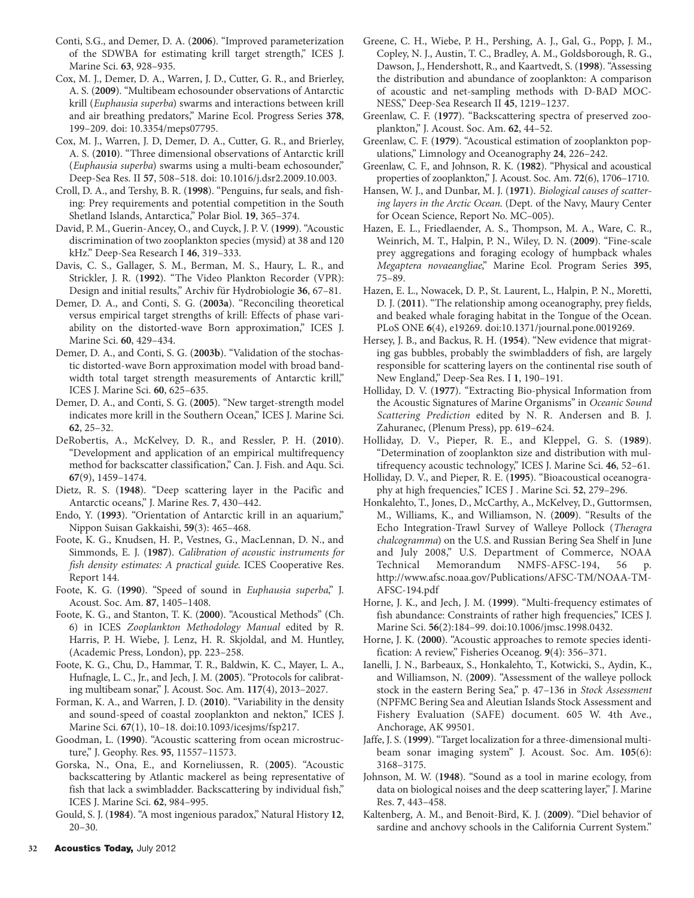Conti, S.G., and Demer, D. A. (**2006**). "Improved parameterization of the SDWBA for estimating krill target strength," ICES J. Marine Sci. **63**, 928–935.

Cox, M. J., Demer, D. A., Warren, J. D., Cutter, G. R., and Brierley, A. S. (**2009**). "Multibeam echosounder observations of Antarctic krill (*Euphausia superba*) swarms and interactions between krill and air breathing predators," Marine Ecol. Progress Series **378**, 199–209. doi: 10.3354/meps07795.

Cox, M. J., Warren, J. D, Demer, D. A., Cutter, G. R., and Brierley, A. S. (**2010**). "Three dimensional observations of Antarctic krill (*Euphausia superba*) swarms using a multi-beam echosounder," Deep-Sea Res. II **57**, 508–518. doi: 10.1016/j.dsr2.2009.10.003.

Croll, D. A., and Tershy, B. R. (**1998**). "Penguins, fur seals, and fishing: Prey requirements and potential competition in the South Shetland Islands, Antarctica," Polar Biol. **19**, 365–374.

David, P. M., Guerin-Ancey, O., and Cuyck, J. P. V. (**1999**). "Acoustic discrimination of two zooplankton species (mysid) at 38 and 120 kHz." Deep-Sea Research I **46**, 319–333.

Davis, C. S., Gallager, S. M., Berman, M. S., Haury, L. R., and Strickler, J. R. (**1992**). "The Video Plankton Recorder (VPR): Design and initial results," Archiv für Hydrobiologie **36**, 67–81.

Demer, D. A., and Conti, S. G. (**2003a**). "Reconciling theoretical versus empirical target strengths of krill: Effects of phase variability on the distorted-wave Born approximation," ICES J. Marine Sci. **60**, 429–434.

Demer, D. A., and Conti, S. G. (**2003b**). "Validation of the stochastic distorted-wave Born approximation model with broad bandwidth total target strength measurements of Antarctic krill," ICES J. Marine Sci. **60**, 625–635.

Demer, D. A., and Conti, S. G. (**2005**). "New target-strength model indicates more krill in the Southern Ocean," ICES J. Marine Sci. **62**, 25–32.

DeRobertis, A., McKelvey, D. R., and Ressler, P. H. (**2010**). "Development and application of an empirical multifrequency method for backscatter classification," Can. J. Fish. and Aqu. Sci. **67**(9), 1459–1474.

Dietz, R. S. (**1948**). "Deep scattering layer in the Pacific and Antarctic oceans," J. Marine Res. **7**, 430–442.

Endo, Y. (**1993**). "Orientation of Antarctic krill in an aquarium," Nippon Suisan Gakkaishi, **59**(3): 465–468.

Foote, K. G., Knudsen, H. P., Vestnes, G., MacLennan, D. N., and Simmonds, E. J. (**1987**). *Calibration of acoustic instruments for fish density estimates: A practical guide.* ICES Cooperative Res. Report 144.

Foote, K. G. (**1990**). "Speed of sound in *Euphausia superba*," J. Acoust. Soc. Am. **87**, 1405–1408.

Foote, K. G., and Stanton, T. K. (**2000**). "Acoustical Methods" (Ch. 6) in ICES *Zooplankton Methodology Manual* edited by R. Harris, P. H. Wiebe, J. Lenz, H. R. Skjoldal, and M. Huntley, (Academic Press, London), pp. 223–258.

Foote, K. G., Chu, D., Hammar, T. R., Baldwin, K. C., Mayer, L. A., Hufnagle, L. C., Jr., and Jech, J. M. (**2005**). "Protocols for calibrating multibeam sonar," J. Acoust. Soc. Am. **117**(4), 2013–2027.

Forman, K. A., and Warren, J. D. (**2010**). "Variability in the density and sound-speed of coastal zooplankton and nekton," ICES J. Marine Sci. **67**(1), 10–18. doi:10.1093/icesjms/fsp217.

Goodman, L. (**1990**). "Acoustic scattering from ocean microstructure," J. Geophy. Res. **95**, 11557–11573.

Gorska, N., Ona, E., and Korneliussen, R. (**2005**). "Acoustic backscattering by Atlantic mackerel as being representative of fish that lack a swimbladder. Backscattering by individual fish," ICES J. Marine Sci. **62**, 984–995.

Gould, S. J. (**1984**). "A most ingenious paradox," Natural History **12**, 20–30.

Greene, C. H., Wiebe, P. H., Pershing, A. J., Gal, G., Popp, J. M., Copley, N. J., Austin, T. C., Bradley, A. M., Goldsborough, R. G., Dawson, J., Hendershott, R., and Kaartvedt, S. (**1998**). "Assessing the distribution and abundance of zooplankton: A comparison of acoustic and net-sampling methods with D-BAD MOCNESS," Deep-Sea Research II **45**, 1219–1237.

Greenlaw, C. F. (**1977**). "Backscattering spectra of preserved zooplankton," J. Acoust. Soc. Am. **62**, 44–52.

Greenlaw, C. F. (**1979**). "Acoustical estimation of zooplankton populations," Limnology and Oceanography **24**, 226–242.

Greenlaw, C. F., and Johnson, R. K. (**1982**). "Physical and acoustical properties of zooplankton," J. Acoust. Soc. Am. **72**(6), 1706–1710.

Hansen, W. J., and Dunbar, M. J. (**1971**). *Biological causes of scattering layers in the Arctic Ocean.* (Dept. of the Navy, Maury Center for Ocean Science, Report No. MC–005).

Hazen, E. L., Friedlaender, A. S., Thompson, M. A., Ware, C. R., Weinrich, M. T., Halpin, P. N., Wiley, D. N. (**2009**). "Fine-scale prey aggregations and foraging ecology of humpback whales *Megaptera novaeangliae*," Marine Ecol. Program Series **395**, 75–89.

Hazen, E. L., Nowacek, D. P., St. Laurent, L., Halpin, P. N., Moretti, D. J. (**2011**). "The relationship among oceanography, prey fields, and beaked whale foraging habitat in the Tongue of the Ocean. PLoS ONE **6**(4), e19269. doi:10.1371/journal.pone.0019269.

Hersey, J. B., and Backus, R. H. (**1954**). "New evidence that migrating gas bubbles, probably the swimbladders of fish, are largely responsible for scattering layers on the continental rise south of New England," Deep-Sea Res. I **1**, 190–191.

Holliday, D. V. (**1977**). "Extracting Bio-physical Information from the Acoustic Signatures of Marine Organisms" in *Oceanic Sound Scattering Prediction* edited by N. R. Andersen and B. J. Zahuranec, (Plenum Press), pp. 619–624.

Holliday, D. V., Pieper, R. E., and Kleppel, G. S. (**1989**). "Determination of zooplankton size and distribution with multifrequency acoustic technology," ICES J. Marine Sci. **46**, 52–61.

Holliday, D. V., and Pieper, R. E. (**1995**). "Bioacoustical oceanography at high frequencies," ICES J . Marine Sci. **52**, 279–296.

Honkalehto, T., Jones, D., McCarthy, A., McKelvey, D., Guttormsen, M., Williams, K., and Williamson, N. (**2009**). "Results of the Echo Integration-Trawl Survey of Walleye Pollock (*Theragra chalcogramma*) on the U.S. and Russian Bering Sea Shelf in June and July 2008," U.S. Department of Commerce, NOAA Technical Memorandum NMFS-AFSC-194, 56 p. http://www.afsc.noaa.gov/Publications/AFSC-TM/NOAA-TM-AFSC-194.pdf

Horne, J. K., and Jech, J. M. (**1999**). "Multi-frequency estimates of fish abundance: Constraints of rather high frequencies," ICES J. Marine Sci. **56**(2):184–99. doi:10.1006/jmsc.1998.0432.

Horne, J. K. (**2000**). "Acoustic approaches to remote species identification: A review," Fisheries Oceanog. **9**(4): 356–371.

Ianelli, J. N., Barbeaux, S., Honkalehto, T., Kotwicki, S., Aydin, K., and Williamson, N. (**2009**). "Assessment of the walleye pollock stock in the eastern Bering Sea," p. 47–136 in *Stock Assessment* (NPFMC Bering Sea and Aleutian Islands Stock Assessment and Fishery Evaluation (SAFE) document. 605 W. 4th Ave., Anchorage, AK 99501.

Jaffe, J. S. (**1999**). "Target localization for a three-dimensional multibeam sonar imaging system" J. Acoust. Soc. Am. **105**(6): 3168–3175.

Johnson, M. W. (**1948**). "Sound as a tool in marine ecology, from data on biological noises and the deep scattering layer," J. Marine Res. **7**, 443–458.

Kaltenberg, A. M., and Benoit-Bird, K. J. (**2009**). "Diel behavior of sardine and anchovy schools in the California Current System."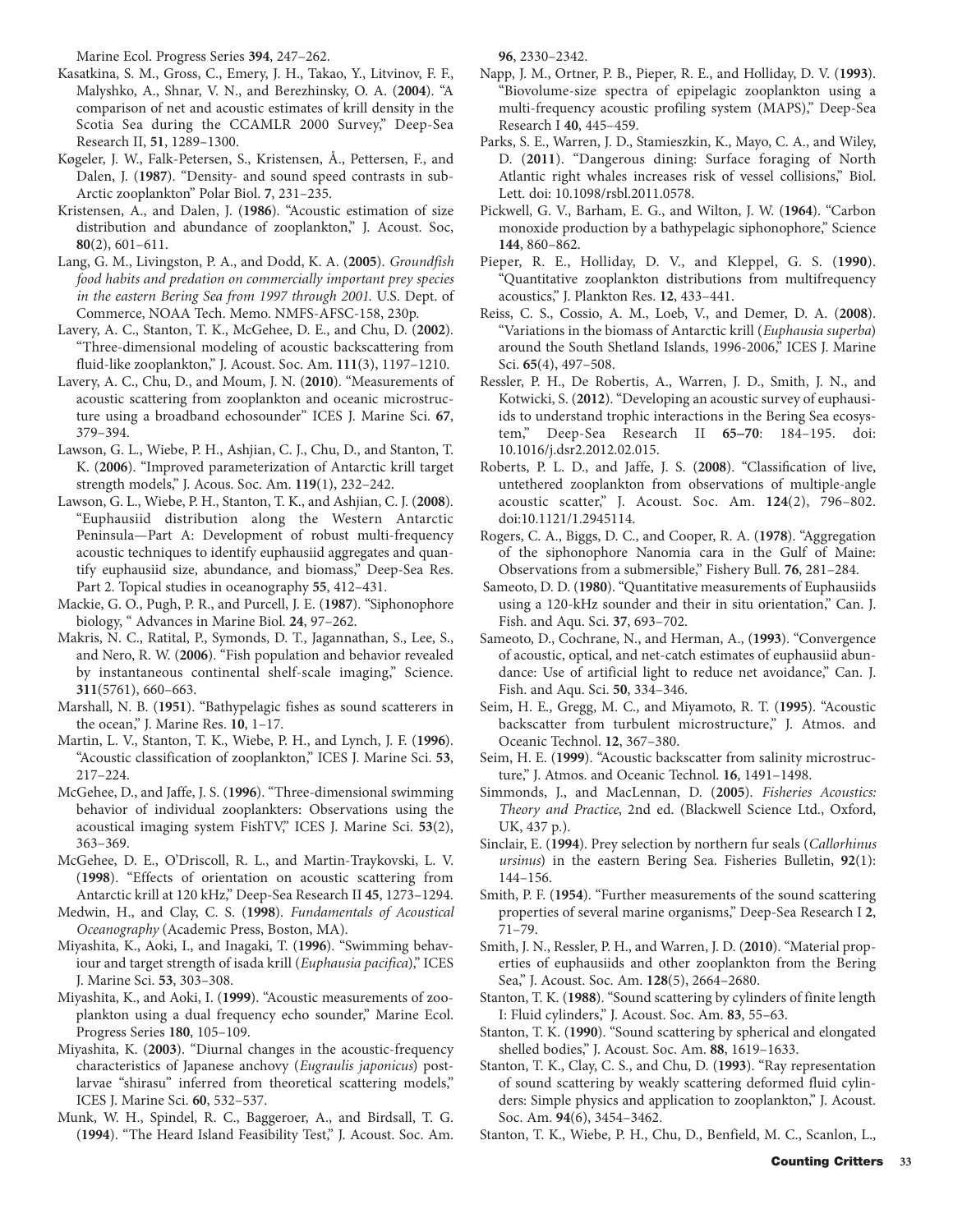Marine Ecol. Progress Series **394**, 247–262.

Kasatkina, S. M., Gross, C., Emery, J. H., Takao, Y., Litvinov, F. F., Malyshko, A., Shnar, V. N., and Berezhinsky, O. A. (**2004**). "A comparison of net and acoustic estimates of krill density in the Scotia Sea during the CCAMLR 2000 Survey," Deep-Sea Research II, **51**, 1289–1300.

Køgeler, J. W., Falk-Petersen, S., Kristensen, Å., Pettersen, F., and Dalen, J. (**1987**). "Density- and sound speed contrasts in sub-Arctic zooplankton" Polar Biol. **7**, 231–235.

Kristensen, A., and Dalen, J. (**1986**). "Acoustic estimation of size distribution and abundance of zooplankton," J. Acoust. Soc, **80**(2), 601–611.

Lang, G. M., Livingston, P. A., and Dodd, K. A. (**2005**). *Groundfish food habits and predation on commercially important prey species in the eastern Bering Sea from 1997 through 2001.* U.S. Dept. of Commerce, NOAA Tech. Memo. NMFS-AFSC-158, 230p.

Lavery, A. C., Stanton, T. K., McGehee, D. E., and Chu, D. (**2002**). "Three-dimensional modeling of acoustic backscattering from fluid-like zooplankton," J. Acoust. Soc. Am. **111**(3), 1197–1210.

Lavery, A. C., Chu, D., and Moum, J. N. (**2010**). "Measurements of acoustic scattering from zooplankton and oceanic microstructure using a broadband echosounder" ICES J. Marine Sci. **67**, 379–394.

Lawson, G. L., Wiebe, P. H., Ashjian, C. J., Chu, D., and Stanton, T. K. (**2006**). "Improved parameterization of Antarctic krill target strength models," J. Acous. Soc. Am. **119**(1), 232–242.

Lawson, G. L., Wiebe, P. H., Stanton, T. K., and Ashjian, C. J. (**2008**). "Euphausiid distribution along the Western Antarctic Peninsula—Part A: Development of robust multi-frequency acoustic techniques to identify euphausiid aggregates and quantify euphausiid size, abundance, and biomass," Deep-Sea Res. Part 2. Topical studies in oceanography **55**, 412–431.

Mackie, G. O., Pugh, P. R., and Purcell, J. E. (**1987**). "Siphonophore biology, " Advances in Marine Biol. **24**, 97–262.

Makris, N. C., Ratital, P., Symonds, D. T., Jagannathan, S., Lee, S., and Nero, R. W. (**2006**). "Fish population and behavior revealed by instantaneous continental shelf-scale imaging," Science. **311**(5761), 660–663.

Marshall, N. B. (**1951**). "Bathypelagic fishes as sound scatterers in the ocean," J. Marine Res. **10**, 1–17.

Martin, L. V., Stanton, T. K., Wiebe, P. H., and Lynch, J. F. (**1996**). "Acoustic classification of zooplankton," ICES J. Marine Sci. **53**, 217–224.

McGehee, D., and Jaffe, J. S. (**1996**). "Three-dimensional swimming behavior of individual zooplankters: Observations using the acoustical imaging system FishTV," ICES J. Marine Sci. **53**(2), 363–369.

McGehee, D. E., O'Driscoll, R. L., and Martin-Traykovski, L. V. (**1998**). "Effects of orientation on acoustic scattering from Antarctic krill at 120 kHz," Deep-Sea Research II **45**, 1273–1294.

Medwin, H., and Clay, C. S. (**1998**). *Fundamentals of Acoustical Oceanography* (Academic Press, Boston, MA).

Miyashita, K., Aoki, I., and Inagaki, T. (**1996**). "Swimming behaviour and target strength of isada krill (*Euphausia pacifica*)," ICES J. Marine Sci. **53**, 303–308.

Miyashita, K., and Aoki, I. (**1999**). "Acoustic measurements of zooplankton using a dual frequency echo sounder," Marine Ecol. Progress Series **180**, 105–109.

Miyashita, K. (**2003**). "Diurnal changes in the acoustic-frequency characteristics of Japanese anchovy (*Eugraulis japonicus*) post-larvae "shirasu" inferred from theoretical scattering models," ICES J. Marine Sci. **60**, 532–537.

Munk, W. H., Spindel, R. C., Baggeroer, A., and Birdsall, T. G. (**1994**). "The Heard Island Feasibility Test," J. Acoust. Soc. Am. **96**, 2330–2342.

Napp, J. M., Ortner, P. B., Pieper, R. E., and Holliday, D. V. (**1993**). "Biovolume-size spectra of epipelagic zooplankton using a multi-frequency acoustic profiling system (MAPS)," Deep-Sea Research I **40**, 445–459.

Parks, S. E., Warren, J. D., Stamieszkin, K., Mayo, C. A., and Wiley, D. (**2011**). "Dangerous dining: Surface foraging of North Atlantic right whales increases risk of vessel collisions," Biol. Lett. doi: 10.1098/rsbl.2011.0578.

Pickwell, G. V., Barham, E. G., and Wilton, J. W. (**1964**). "Carbon monoxide production by a bathypelagic siphonophore," Science **144**, 860–862.

Pieper, R. E., Holliday, D. V., and Kleppel, G. S. (**1990**). "Quantitative zooplankton distributions from multifrequency acoustics," J. Plankton Res. **12**, 433–441.

Reiss, C. S., Cossio, A. M., Loeb, V., and Demer, D. A. (**2008**). "Variations in the biomass of Antarctic krill (*Euphausia superba*) around the South Shetland Islands, 1996-2006," ICES J. Marine Sci. **65**(4), 497–508.

Ressler, P. H., De Robertis, A., Warren, J. D., Smith, J. N., and Kotwicki, S. (**2012**). "Developing an acoustic survey of euphausiids to understand trophic interactions in the Bering Sea ecosystem," Deep-Sea Research II **65–70**: 184–195. doi: 10.1016/j.dsr2.2012.02.015.

Roberts, P. L. D., and Jaffe, J. S. (**2008**). "Classification of live, untethered zooplankton from observations of multiple-angle acoustic scatter," J. Acoust. Soc. Am. **124**(2), 796–802. doi:10.1121/1.2945114.

Rogers, C. A., Biggs, D. C., and Cooper, R. A. (**1978**). "Aggregation of the siphonophore Nanomia cara in the Gulf of Maine: Observations from a submersible," Fishery Bull. **76**, 281–284.

Sameoto, D. D. (**1980**). "Quantitative measurements of Euphausiids using a 120-kHz sounder and their in situ orientation," Can. J. Fish. and Aqu. Sci. **37**, 693–702.

Sameoto, D., Cochrane, N., and Herman, A., (**1993**). "Convergence of acoustic, optical, and net-catch estimates of euphausiid abundance: Use of artificial light to reduce net avoidance," Can. J. Fish. and Aqu. Sci. **50**, 334–346.

Seim, H. E., Gregg, M. C., and Miyamoto, R. T. (**1995**). "Acoustic backscatter from turbulent microstructure," J. Atmos. and Oceanic Technol. **12**, 367–380.

Seim, H. E. (**1999**). "Acoustic backscatter from salinity microstructure," J. Atmos. and Oceanic Technol. **16**, 1491–1498.

Simmonds, J., and MacLennan, D. (**2005**). *Fisheries Acoustics: Theory and Practice*, 2nd ed. (Blackwell Science Ltd., Oxford, UK, 437 p.).

Sinclair, E. (**1994**). Prey selection by northern fur seals (*Callorhinus ursinus*) in the eastern Bering Sea. Fisheries Bulletin, **92**(1): 144–156.

Smith, P. F. (**1954**). "Further measurements of the sound scattering properties of several marine organisms," Deep-Sea Research I **2**, 71–79.

Smith, J. N., Ressler, P. H., and Warren, J. D. (**2010**). "Material properties of euphausiids and other zooplankton from the Bering Sea," J. Acoust. Soc. Am. **128**(5), 2664–2680.

Stanton, T. K. (**1988**). "Sound scattering by cylinders of finite length I: Fluid cylinders," J. Acoust. Soc. Am. **83**, 55–63.

Stanton, T. K. (**1990**). "Sound scattering by spherical and elongated shelled bodies," J. Acoust. Soc. Am. **88**, 1619–1633.

Stanton, T. K., Clay, C. S., and Chu, D. (**1993**). "Ray representation of sound scattering by weakly scattering deformed fluid cylinders: Simple physics and application to zooplankton," J. Acoust. Soc. Am. **94**(6), 3454–3462.

Stanton, T. K., Wiebe, P. H., Chu, D., Benfield, M. C., Scanlon, L.,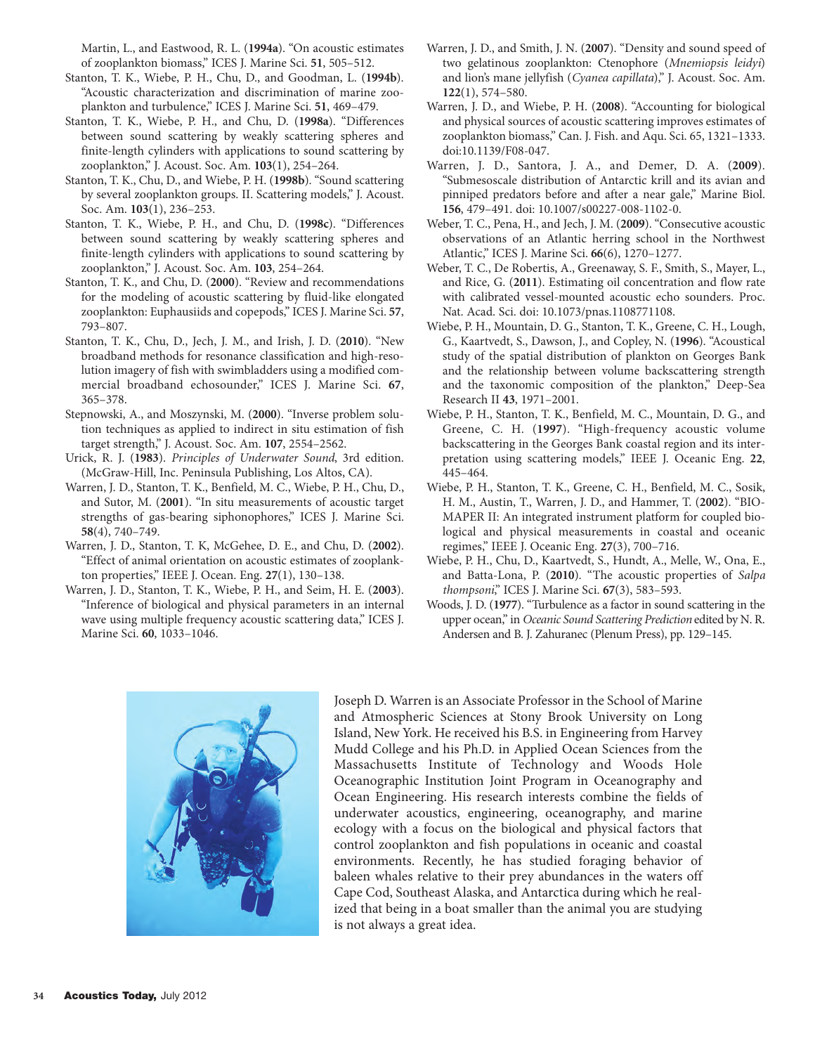Martin, L., and Eastwood, R. L. (**1994a**). "On acoustic estimates of zooplankton biomass," ICES J. Marine Sci. **51**, 505–512.

Stanton, T. K., Wiebe, P. H., Chu, D., and Goodman, L. (**1994b**). "Acoustic characterization and discrimination of marine zooplankton and turbulence," ICES J. Marine Sci. **51**, 469–479.

Stanton, T. K., Wiebe, P. H., and Chu, D. (**1998a**). "Differences between sound scattering by weakly scattering spheres and finite-length cylinders with applications to sound scattering by zooplankton," J. Acoust. Soc. Am. **103**(1), 254–264.

Stanton, T. K., Chu, D., and Wiebe, P. H. (**1998b**). "Sound scattering by several zooplankton groups. II. Scattering models," J. Acoust. Soc. Am. **103**(1), 236–253.

Stanton, T. K., Wiebe, P. H., and Chu, D. (**1998c**). "Differences between sound scattering by weakly scattering spheres and finite-length cylinders with applications to sound scattering by zooplankton," J. Acoust. Soc. Am. **103**, 254–264.

Stanton, T. K., and Chu, D. (**2000**). "Review and recommendations for the modeling of acoustic scattering by fluid-like elongated zooplankton: Euphausiids and copepods," ICES J. Marine Sci. **57**, 793–807.

Stanton, T. K., Chu, D., Jech, J. M., and Irish, J. D. (**2010**). "New broadband methods for resonance classification and high-resolution imagery of fish with swimbladders using a modified commercial broadband echosounder," ICES J. Marine Sci. **67**, 365–378.

Stepnowski, A., and Moszynski, M. (**2000**). "Inverse problem solution techniques as applied to indirect in situ estimation of fish target strength," J. Acoust. Soc. Am. **107**, 2554–2562.

Urick, R. J. (**1983**). *Principles of Underwater Sound*, 3rd edition. (McGraw-Hill, Inc. Peninsula Publishing, Los Altos, CA).

Warren, J. D., Stanton, T. K., Benfield, M. C., Wiebe, P. H., Chu, D., and Sutor, M. (**2001**). "In situ measurements of acoustic target strengths of gas-bearing siphonophores," ICES J. Marine Sci. **58**(4), 740–749.

Warren, J. D., Stanton, T. K, McGehee, D. E., and Chu, D. (**2002**). "Effect of animal orientation on acoustic estimates of zooplankton properties," IEEE J. Ocean. Eng. **27**(1), 130–138.

Warren, J. D., Stanton, T. K., Wiebe, P. H., and Seim, H. E. (**2003**). "Inference of biological and physical parameters in an internal wave using multiple frequency acoustic scattering data," ICES J. Marine Sci. **60**, 1033–1046.

Warren, J. D., and Smith, J. N. (**2007**). "Density and sound speed of two gelatinous zooplankton: Ctenophore (*Mnemiopsis leidyi*) and lion's mane jellyfish (*Cyanea capillata*)," J. Acoust. Soc. Am. **122**(1), 574–580.

Warren, J. D., and Wiebe, P. H. (**2008**). "Accounting for biological and physical sources of acoustic scattering improves estimates of zooplankton biomass," Can. J. Fish. and Aqu. Sci. 65, 1321–1333. doi:10.1139/F08-047.

Warren, J. D., Santora, J. A., and Demer, D. A. (**2009**). "Submesoscale distribution of Antarctic krill and its avian and pinniped predators before and after a near gale," Marine Biol. **156**, 479–491. doi: 10.1007/s00227-008-1102-0.

Weber, T. C., Pena, H., and Jech, J. M. (**2009**). "Consecutive acoustic observations of an Atlantic herring school in the Northwest Atlantic," ICES J. Marine Sci. **66**(6), 1270–1277.

Weber, T. C., De Robertis, A., Greenaway, S. F., Smith, S., Mayer, L., and Rice, G. (**2011**). Estimating oil concentration and flow rate with calibrated vessel-mounted acoustic echo sounders. Proc. Nat. Acad. Sci. doi: 10.1073/pnas.1108771108.

Wiebe, P. H., Mountain, D. G., Stanton, T. K., Greene, C. H., Lough, G., Kaartvedt, S., Dawson, J., and Copley, N. (**1996**). "Acoustical study of the spatial distribution of plankton on Georges Bank and the relationship between volume backscattering strength and the taxonomic composition of the plankton," Deep-Sea Research II **43**, 1971–2001.

Wiebe, P. H., Stanton, T. K., Benfield, M. C., Mountain, D. G., and Greene, C. H. (**1997**). "High-frequency acoustic volume backscattering in the Georges Bank coastal region and its interpretation using scattering models," IEEE J. Oceanic Eng. **22**, 445–464.

Wiebe, P. H., Stanton, T. K., Greene, C. H., Benfield, M. C., Sosik, H. M., Austin, T., Warren, J. D., and Hammer, T. (**2002**). "BIOMAPER II: An integrated instrument platform for coupled biological and physical measurements in coastal and oceanic regimes," IEEE J. Oceanic Eng. **27**(3), 700–716.

Wiebe, P. H., Chu, D., Kaartvedt, S., Hundt, A., Melle, W., Ona, E., and Batta-Lona, P. (**2010**). "The acoustic properties of *Salpa thompsoni*," ICES J. Marine Sci. **67**(3), 583–593.

Woods, J. D. (**1977**). "Turbulence as a factor in sound scattering in the upper ocean," in *Oceanic Sound Scattering Prediction* edited by N. R. Andersen and B. J. Zahuranec (Plenum Press), pp. 129–145.

Joseph D. Warren is an Associate Professor in the School of Marine and Atmospheric Sciences at Stony Brook University on Long Island, New York. He received his B.S. in Engineering from Harvey Mudd College and his Ph.D. in Applied Ocean Sciences from the Massachusetts Institute of Technology and Woods Hole Oceanographic Institution Joint Program in Oceanography and Ocean Engineering. His research interests combine the fields of underwater acoustics, engineering, oceanography, and marine ecology with a focus on the biological and physical factors that control zooplankton and fish populations in oceanic and coastal environments. Recently, he has studied foraging behavior of baleen whales relative to their prey abundances in the waters off Cape Cod, Southeast Alaska, and Antarctica during which he realized that being in a boat smaller than the animal you are studying is not always a great idea.